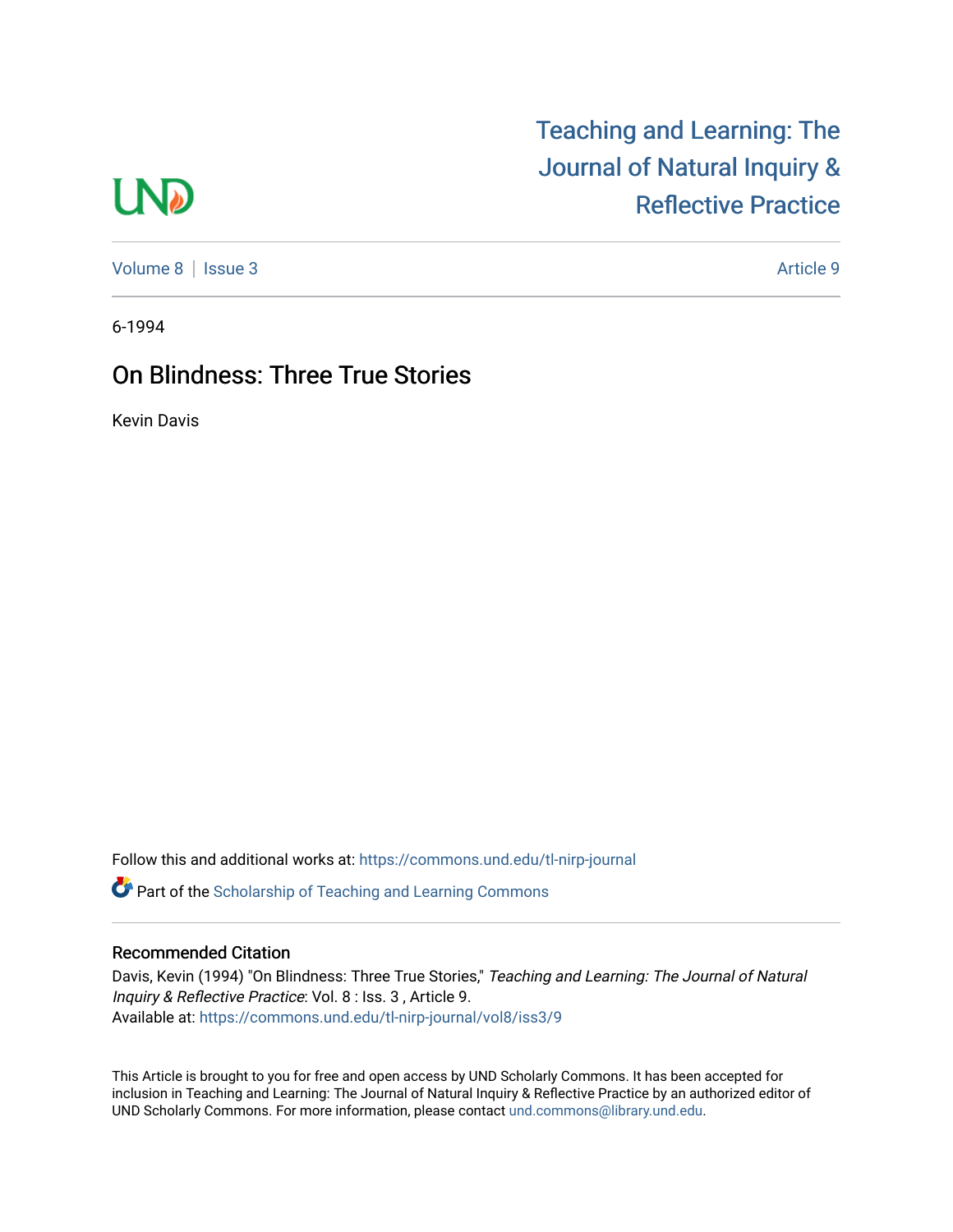Teaching and Learning: The Journal of Natural Inquiry & Reflective Practice

Volume 8 | Issue 3 — Article 9

6-1994

# On Blindness: Three True Stories

Kevin Davis

Follow this and additional works at: https://commons.und.edu/tl-nirp-journal

Part of the Scholarship of Teaching and Learning Commons

## Recommended Citation

Davis, Kevin (1994) "On Blindness: Three True Stories," *Teaching and Learning: The Journal of Natural Inquiry & Reflective Practice*: Vol. 8 : Iss. 3 , Article 9.
Available at: https://commons.und.edu/tl-nirp-journal/vol8/iss3/9

This Article is brought to you for free and open access by UND Scholarly Commons. It has been accepted for inclusion in Teaching and Learning: The Journal of Natural Inquiry & Reflective Practice by an authorized editor of UND Scholarly Commons. For more information, please contact und.commons@library.und.edu.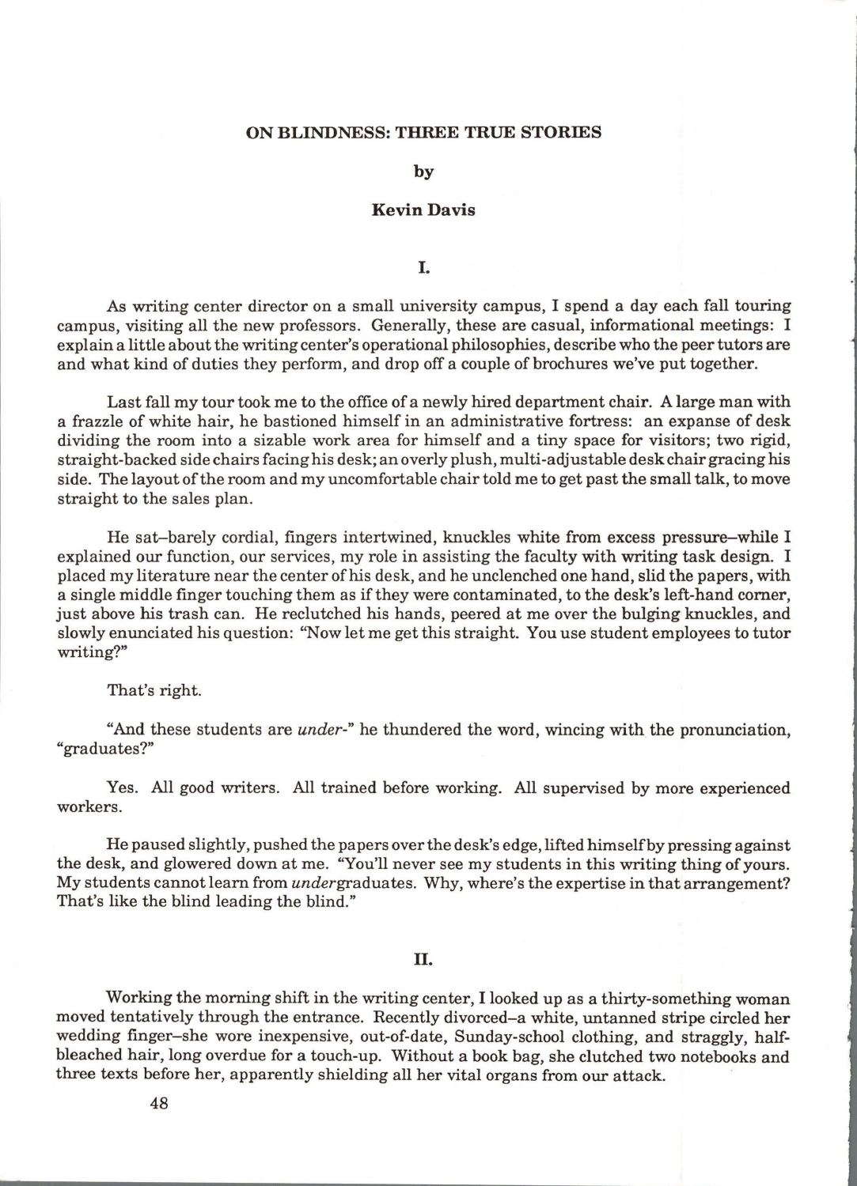## ON BLINDNESS: THREE TRUE STORIES

by

**Kevin Davis**

### I.

As writing center director on a small university campus, I spend a day each fall touring campus, visiting all the new professors. Generally, these are casual, informational meetings: I explain a little about the writing center's operational philosophies, describe who the peer tutors are and what kind of duties they perform, and drop off a couple of brochures we've put together.

Last fall my tour took me to the office of a newly hired department chair. A large man with a frazzle of white hair, he bastioned himself in an administrative fortress: an expanse of desk dividing the room into a sizable work area for himself and a tiny space for visitors; two rigid, straight-backed side chairs facing his desk; an overly plush, multi-adjustable desk chair gracing his side. The layout of the room and my uncomfortable chair told me to get past the small talk, to move straight to the sales plan.

He sat–barely cordial, fingers intertwined, knuckles white from excess pressure–while I explained our function, our services, my role in assisting the faculty with writing task design. I placed my literature near the center of his desk, and he unclenched one hand, slid the papers, with a single middle finger touching them as if they were contaminated, to the desk's left-hand corner, just above his trash can. He reclutched his hands, peered at me over the bulging knuckles, and slowly enunciated his question: "Now let me get this straight. You use student employees to tutor writing?"

That's right.

"And these students are *under-*" he thundered the word, wincing with the pronunciation, "graduates?"

Yes. All good writers. All trained before working. All supervised by more experienced workers.

He paused slightly, pushed the papers over the desk's edge, lifted himself by pressing against the desk, and glowered down at me. "You'll never see my students in this writing thing of yours. My students cannot learn from *under*graduates. Why, where's the expertise in that arrangement? That's like the blind leading the blind."

### II.

Working the morning shift in the writing center, I looked up as a thirty-something woman moved tentatively through the entrance. Recently divorced–a white, untanned stripe circled her wedding finger–she wore inexpensive, out-of-date, Sunday-school clothing, and straggly, half-bleached hair, long overdue for a touch-up. Without a book bag, she clutched two notebooks and three texts before her, apparently shielding all her vital organs from our attack.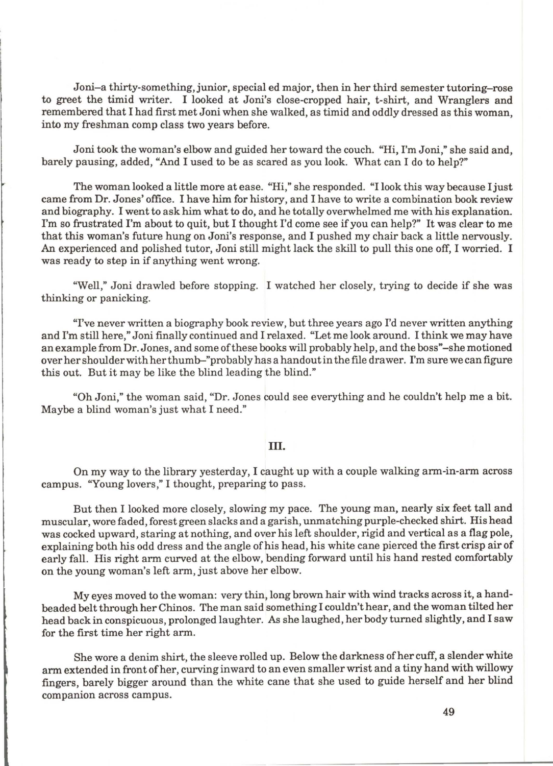Joni–a thirty-something, junior, special ed major, then in her third semester tutoring–rose to greet the timid writer. I looked at Joni's close-cropped hair, t-shirt, and Wranglers and remembered that I had first met Joni when she walked, as timid and oddly dressed as this woman, into my freshman comp class two years before.

Joni took the woman's elbow and guided her toward the couch. "Hi, I'm Joni," she said and, barely pausing, added, "And I used to be as scared as you look. What can I do to help?"

The woman looked a little more at ease. "Hi," she responded. "I look this way because I just came from Dr. Jones' office. I have him for history, and I have to write a combination book review and biography. I went to ask him what to do, and he totally overwhelmed me with his explanation. I'm so frustrated I'm about to quit, but I thought I'd come see if you can help?" It was clear to me that this woman's future hung on Joni's response, and I pushed my chair back a little nervously. An experienced and polished tutor, Joni still might lack the skill to pull this one off, I worried. I was ready to step in if anything went wrong.

"Well," Joni drawled before stopping. I watched her closely, trying to decide if she was thinking or panicking.

"I've never written a biography book review, but three years ago I'd never written anything and I'm still here," Joni finally continued and I relaxed. "Let me look around. I think we may have an example from Dr. Jones, and some of these books will probably help, and the boss"–she motioned over her shoulder with her thumb–"probably has a handout in the file drawer. I'm sure we can figure this out. But it may be like the blind leading the blind."

"Oh Joni," the woman said, "Dr. Jones could see everything and he couldn't help me a bit. Maybe a blind woman's just what I need."

## III.

On my way to the library yesterday, I caught up with a couple walking arm-in-arm across campus. "Young lovers," I thought, preparing to pass.

But then I looked more closely, slowing my pace. The young man, nearly six feet tall and muscular, wore faded, forest green slacks and a garish, unmatching purple-checked shirt. His head was cocked upward, staring at nothing, and over his left shoulder, rigid and vertical as a flag pole, explaining both his odd dress and the angle of his head, his white cane pierced the first crisp air of early fall. His right arm curved at the elbow, bending forward until his hand rested comfortably on the young woman's left arm, just above her elbow.

My eyes moved to the woman: very thin, long brown hair with wind tracks across it, a hand-beaded belt through her Chinos. The man said something I couldn't hear, and the woman tilted her head back in conspicuous, prolonged laughter. As she laughed, her body turned slightly, and I saw for the first time her right arm.

She wore a denim shirt, the sleeve rolled up. Below the darkness of her cuff, a slender white arm extended in front of her, curving inward to an even smaller wrist and a tiny hand with willowy fingers, barely bigger around than the white cane that she used to guide herself and her blind companion across campus.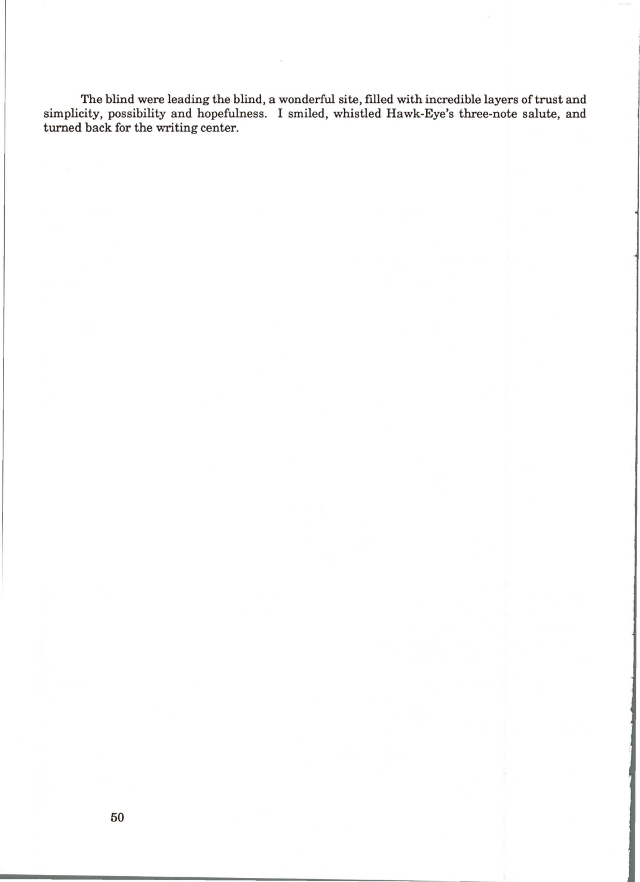The blind were leading the blind, a wonderful site, filled with incredible layers of trust and simplicity, possibility and hopefulness. I smiled, whistled Hawk-Eye's three-note salute, and turned back for the writing center.